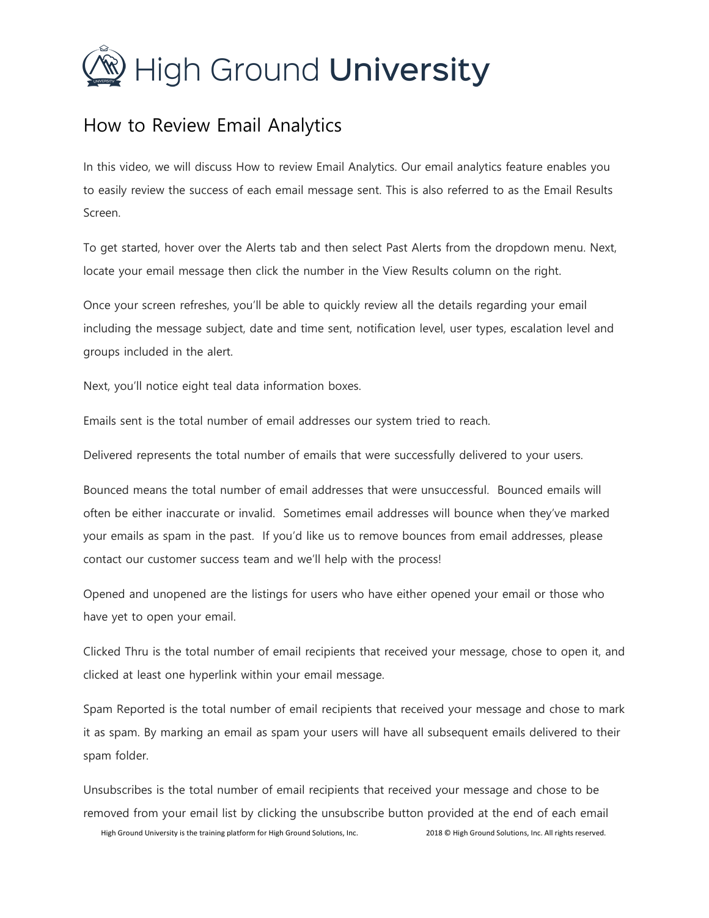# High Ground **University**

## How to Review Email Analytics

In this video, we will discuss How to review Email Analytics. Our email analytics feature enables you to easily review the success of each email message sent. This is also referred to as the Email Results Screen.

To get started, hover over the Alerts tab and then select Past Alerts from the dropdown menu. Next, locate your email message then click the number in the View Results column on the right.

Once your screen refreshes, you'll be able to quickly review all the details regarding your email including the message subject, date and time sent, notification level, user types, escalation level and groups included in the alert.

Next, you'll notice eight teal data information boxes.

Emails sent is the total number of email addresses our system tried to reach.

Delivered represents the total number of emails that were successfully delivered to your users.

Bounced means the total number of email addresses that were unsuccessful. Bounced emails will often be either inaccurate or invalid. Sometimes email addresses will bounce when they've marked your emails as spam in the past. If you'd like us to remove bounces from email addresses, please contact our customer success team and we'll help with the process!

Opened and unopened are the listings for users who have either opened your email or those who have yet to open your email.

Clicked Thru is the total number of email recipients that received your message, chose to open it, and clicked at least one hyperlink within your email message.

Spam Reported is the total number of email recipients that received your message and chose to mark it as spam. By marking an email as spam your users will have all subsequent emails delivered to their spam folder.

Unsubscribes is the total number of email recipients that received your message and chose to be removed from your email list by clicking the unsubscribe button provided at the end of each email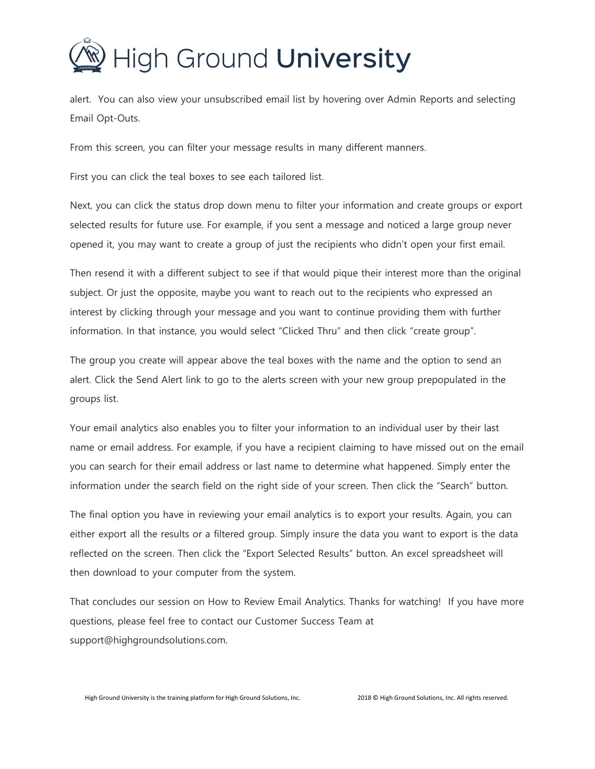alert. You can also view your unsubscribed email list by hovering over Admin Reports and selecting Email Opt-Outs.

From this screen, you can filter your message results in many different manners.

First you can click the teal boxes to see each tailored list.

Next, you can click the status drop down menu to filter your information and create groups or export selected results for future use. For example, if you sent a message and noticed a large group never opened it, you may want to create a group of just the recipients who didn't open your first email.

Then resend it with a different subject to see if that would pique their interest more than the original subject. Or just the opposite, maybe you want to reach out to the recipients who expressed an interest by clicking through your message and you want to continue providing them with further information. In that instance, you would select "Clicked Thru" and then click "create group".

The group you create will appear above the teal boxes with the name and the option to send an alert. Click the Send Alert link to go to the alerts screen with your new group prepopulated in the groups list.

Your email analytics also enables you to filter your information to an individual user by their last name or email address. For example, if you have a recipient claiming to have missed out on the email you can search for their email address or last name to determine what happened. Simply enter the information under the search field on the right side of your screen. Then click the "Search" button.

The final option you have in reviewing your email analytics is to export your results. Again, you can either export all the results or a filtered group. Simply insure the data you want to export is the data reflected on the screen. Then click the "Export Selected Results" button. An excel spreadsheet will then download to your computer from the system.

That concludes our session on How to Review Email Analytics. Thanks for watching! If you have more questions, please feel free to contact our Customer Success Team at support@highgroundsolutions.com.